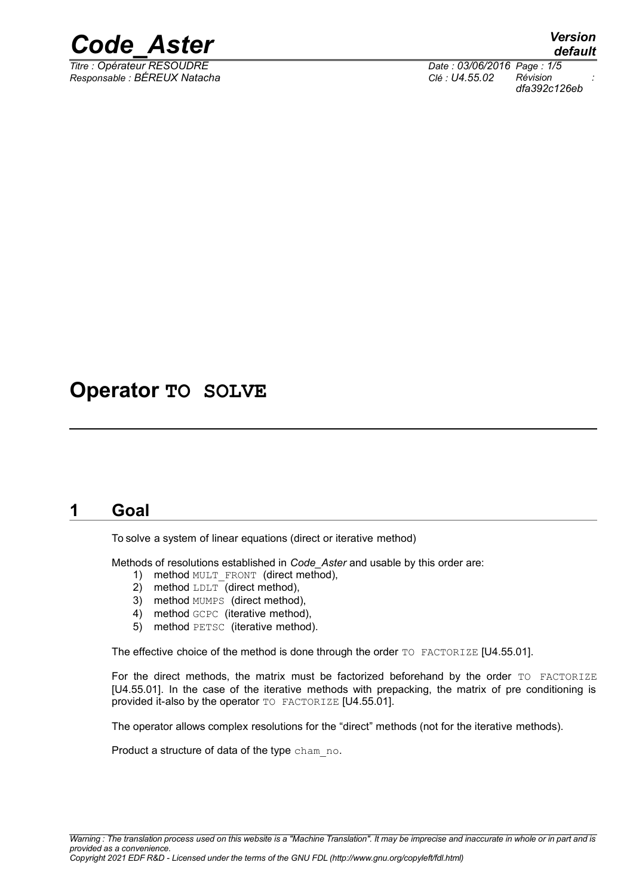# Operator TO SOLVE

## 1 Goal

To solve a system of linear equations (direct or iterative method)

Methods of resolutions established in *Code_Aster* and usable by this order are:

1) method MULT_FRONT (direct method),
2) method LDLT (direct method),
3) method MUMPS (direct method),
4) method GCPC (iterative method),
5) method PETSC (iterative method).

The effective choice of the method is done through the order TO FACTORIZE [U4.55.01].

For the direct methods, the matrix must be factorized beforehand by the order TO FACTORIZE [U4.55.01]. In the case of the iterative methods with prepacking, the matrix of pre conditioning is provided it-also by the operator TO FACTORIZE [U4.55.01].

The operator allows complex resolutions for the "direct" methods (not for the iterative methods).

Product a structure of data of the type cham_no.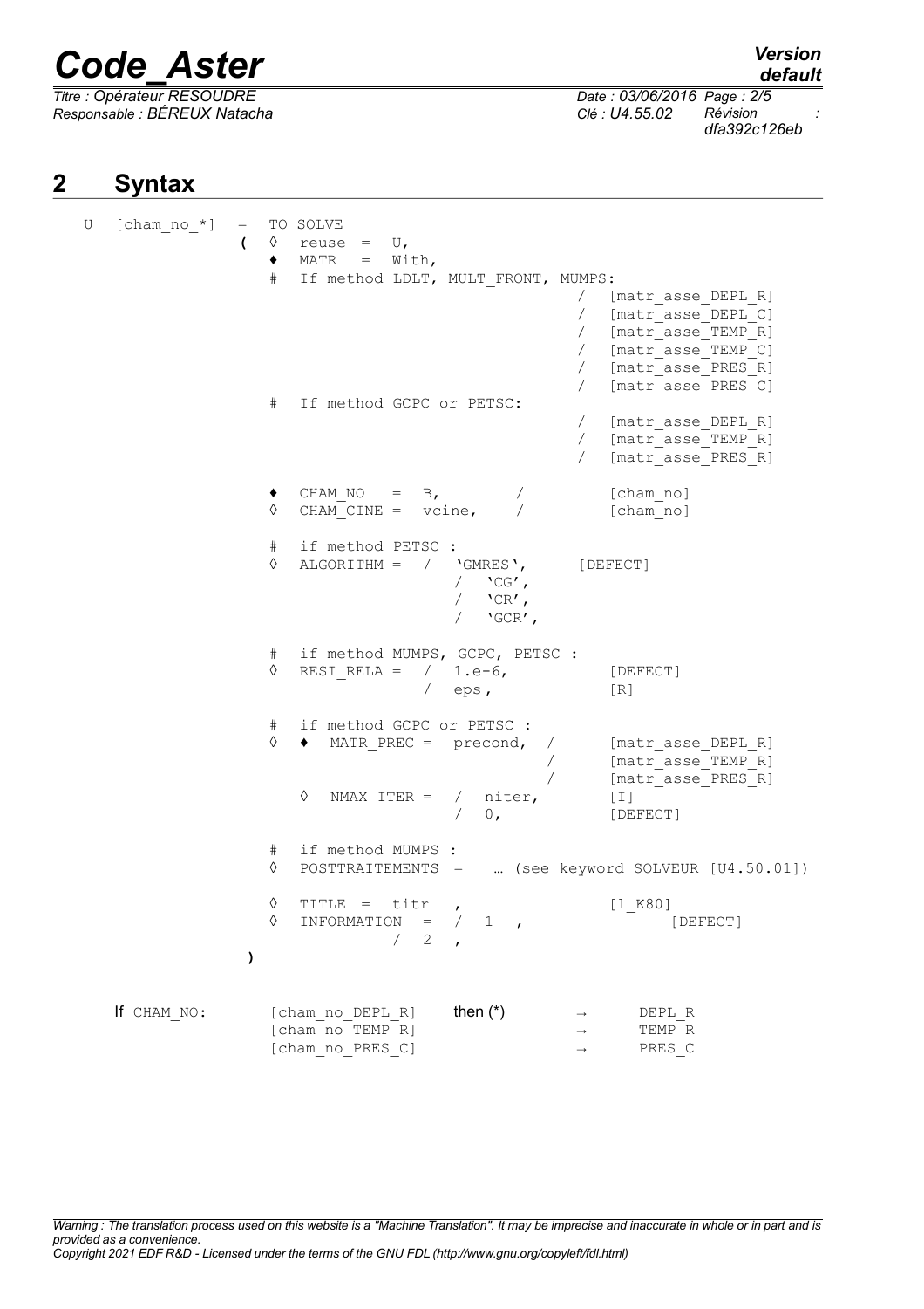## 2 Syntax

```
U  [cham_no_*]  =  TO SOLVE
               (  ◊  reuse  =  U,
                  ♦  MATR   =  With,
                  #  If method LDLT, MULT_FRONT, MUMPS:
                                                  /  [matr_asse_DEPL_R]
                                                  /  [matr_asse_DEPL_C]
                                                  /  [matr_asse_TEMP_R]
                                                  /  [matr_asse_TEMP_C]
                                                  /  [matr_asse_PRES_R]
                                                  /  [matr_asse_PRES_C]
                  #  If method GCPC or PETSC:
                                                  /  [matr_asse_DEPL_R]
                                                  /  [matr_asse_TEMP_R]
                                                  /  [matr_asse_PRES_R]

                  ♦  CHAM_NO   =  B,         /        [cham_no]
                  ◊  CHAM_CINE =  vcine,     /        [cham_no]

                  #  if method PETSC :
                  ◊  ALGORITHM =  /  'GMRES',      [DEFECT]
                                     /  'CG',
                                     /  'CR',
                                     /  'GCR',

                  #  if method MUMPS, GCPC, PETSC :
                  ◊  RESI_RELA =  /  1.e-6,            [DEFECT]
                                  /  eps,              [R]

                  #  if method GCPC or PETSC :
                  ◊  ♦  MATR_PREC =  precond,  /       [matr_asse_DEPL_R]
                                               /       [matr_asse_TEMP_R]
                                               /       [matr_asse_PRES_R]
                     ◊  NMAX_ITER =  /  niter,         [I]
                                     /  0,             [DEFECT]

                  #  if method MUMPS :
                  ◊  POSTTRAITEMENTS  =   … (see keyword SOLVEUR [U4.50.01])

                  ◊  TITLE  =  titr   ,                [l_K80]
                  ◊  INFORMATION  =  /  1  ,                [DEFECT]
                                     /  2  ,
               )
```

| If CHAM_NO: | [cham_no_DEPL_R] | then (*) | → | DEPL_R |
|---|---|---|---|---|
| | [cham_no_TEMP_R] | | → | TEMP_R |
| | [cham_no_PRES_C] | | → | PRES_C |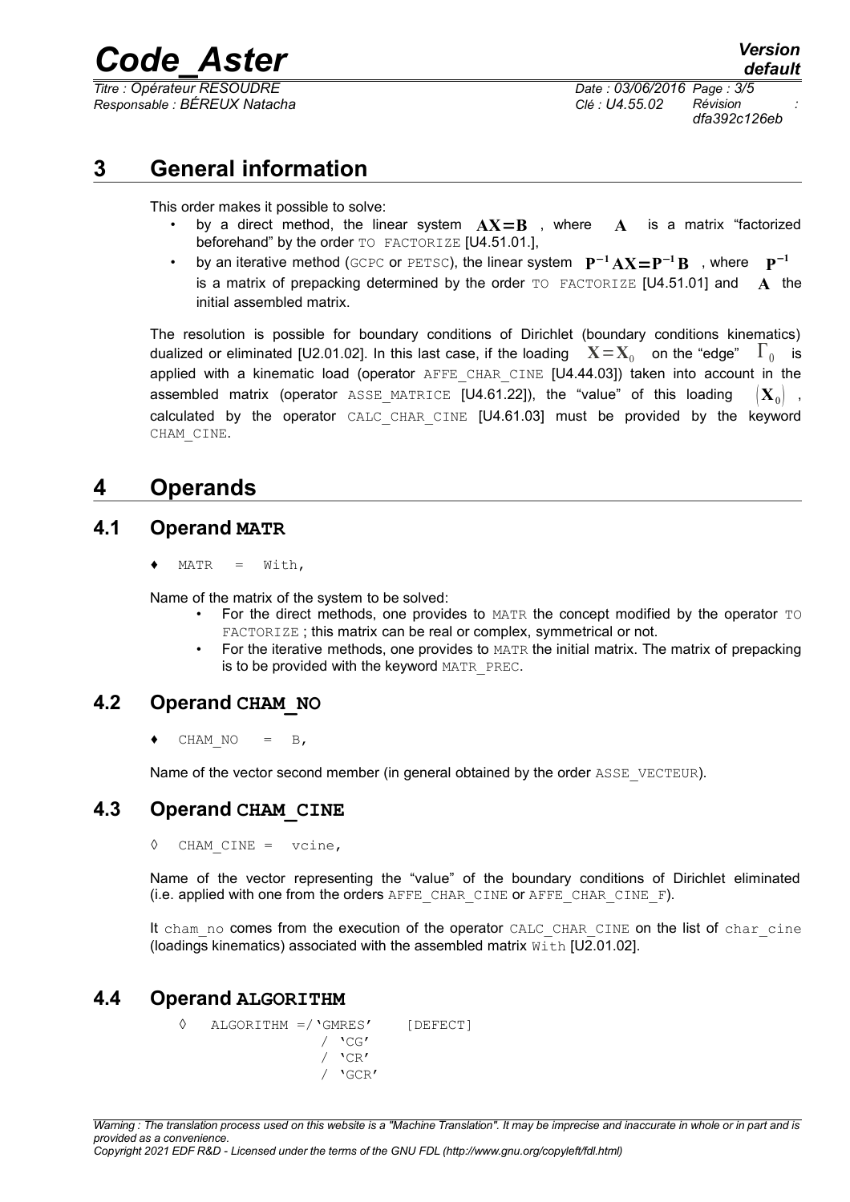# 3 General information

This order makes it possible to solve:

- by a direct method, the linear system $\mathbf{AX=B}$ , where $\mathbf{A}$ is a matrix "factorized beforehand" by the order TO FACTORIZE [U4.51.01.],
- by an iterative method (GCPC or PETSC), the linear system $\mathbf{P^{-1}AX=P^{-1}B}$ , where $\mathbf{P^{-1}}$ is a matrix of prepacking determined by the order TO FACTORIZE [U4.51.01] and $\mathbf{A}$ the initial assembled matrix.

The resolution is possible for boundary conditions of Dirichlet (boundary conditions kinematics) dualized or eliminated [U2.01.02]. In this last case, if the loading $\mathbf{X}=\mathbf{X}_0$ on the "edge" $\Gamma_0$ is applied with a kinematic load (operator AFFE_CHAR_CINE [U4.44.03]) taken into account in the assembled matrix (operator ASSE_MATRICE [U4.61.22]), the "value" of this loading $(\mathbf{X}_0)$ , calculated by the operator CALC_CHAR_CINE [U4.61.03] must be provided by the keyword CHAM_CINE.

# 4 Operands

## 4.1 Operand MATR

♦ MATR = With,

Name of the matrix of the system to be solved:

- For the direct methods, one provides to MATR the concept modified by the operator TO FACTORIZE ; this matrix can be real or complex, symmetrical or not.
- For the iterative methods, one provides to MATR the initial matrix. The matrix of prepacking is to be provided with the keyword MATR_PREC.

## 4.2 Operand CHAM_NO

♦ CHAM_NO = B,

Name of the vector second member (in general obtained by the order ASSE_VECTEUR).

## 4.3 Operand CHAM_CINE

◊ CHAM_CINE = vcine,

Name of the vector representing the "value" of the boundary conditions of Dirichlet eliminated (i.e. applied with one from the orders AFFE_CHAR_CINE or AFFE_CHAR_CINE_F).

It cham_no comes from the execution of the operator CALC_CHAR_CINE on the list of char_cine (loadings kinematics) associated with the assembled matrix With [U2.01.02].

## 4.4 Operand ALGORITHM

```
◊ ALGORITHM =/'GMRES'    [DEFECT]
             / 'CG'
             / 'CR'
             / 'GCR'
```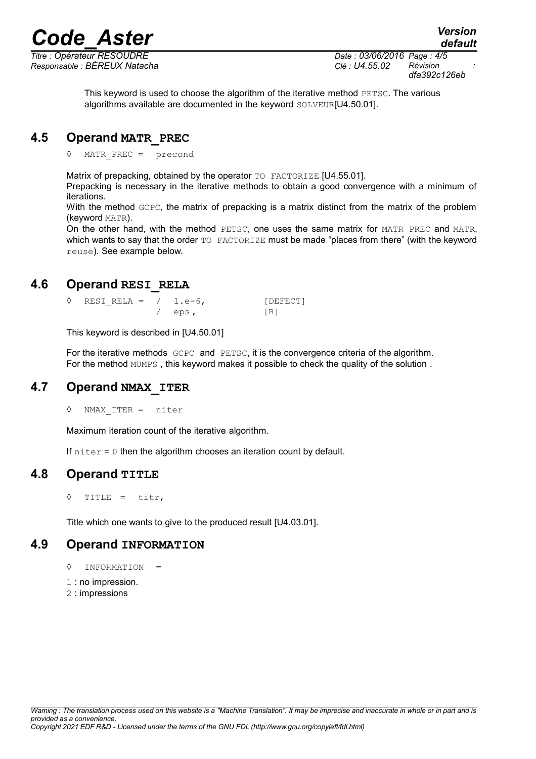This keyword is used to choose the algorithm of the iterative method PETSC. The various algorithms available are documented in the keyword SOLVEUR[U4.50.01].

## 4.5 Operand MATR_PREC

```
◊ MATR_PREC = precond
```

Matrix of prepacking, obtained by the operator TO FACTORIZE [U4.55.01].

Prepacking is necessary in the iterative methods to obtain a good convergence with a minimum of iterations.

With the method GCPC, the matrix of prepacking is a matrix distinct from the matrix of the problem (keyword MATR).

On the other hand, with the method PETSC, one uses the same matrix for MATR_PREC and MATR, which wants to say that the order TO FACTORIZE must be made "places from there" (with the keyword reuse). See example below.

## 4.6 Operand RESI_RELA

```
◊ RESI_RELA = / 1.e-6,          [DEFECT]
              / eps ,           [R]
```

This keyword is described in [U4.50.01]

For the iterative methods GCPC and PETSC, it is the convergence criteria of the algorithm.
For the method MUMPS , this keyword makes it possible to check the quality of the solution .

## 4.7 Operand NMAX_ITER

```
◊ NMAX_ITER = niter
```

Maximum iteration count of the iterative algorithm.

If niter = 0 then the algorithm chooses an iteration count by default.

## 4.8 Operand TITLE

```
◊ TITLE = titr,
```

Title which one wants to give to the produced result [U4.03.01].

## 4.9 Operand INFORMATION

```
◊ INFORMATION =
```

1 : no impression.
2 : impressions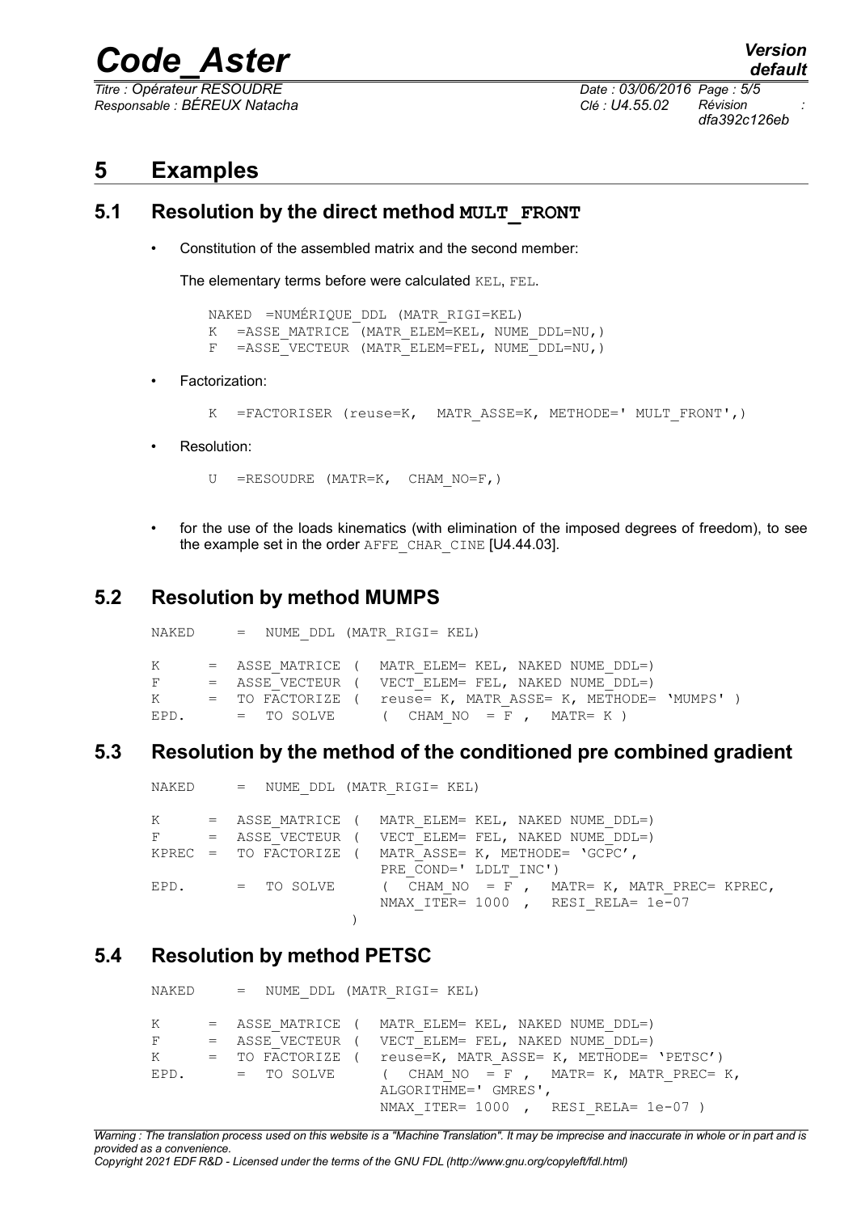# 5 Examples

## 5.1 Resolution by the direct method MULT_FRONT

- Constitution of the assembled matrix and the second member:

  The elementary terms before were calculated KEL, FEL.

```
NAKED  =NUMÉRIQUE_DDL (MATR_RIGI=KEL)
K   =ASSE_MATRICE (MATR_ELEM=KEL, NUME_DDL=NU,)
F   =ASSE_VECTEUR (MATR_ELEM=FEL, NUME_DDL=NU,)
```

- Factorization:

```
K   =FACTORISER (reuse=K,  MATR_ASSE=K, METHODE=' MULT_FRONT',)
```

- Resolution:

```
U   =RESOUDRE (MATR=K,  CHAM_NO=F,)
```

- for the use of the loads kinematics (with elimination of the imposed degrees of freedom), to see the example set in the order AFFE_CHAR_CINE [U4.44.03].

## 5.2 Resolution by method MUMPS

```
NAKED      =  NUME_DDL (MATR_RIGI= KEL)

K      =  ASSE_MATRICE (  MATR_ELEM= KEL, NAKED NUME_DDL=)
F      =  ASSE_VECTEUR (  VECT_ELEM= FEL, NAKED NUME_DDL=)
K      =  TO FACTORIZE (  reuse= K, MATR_ASSE= K, METHODE= 'MUMPS' )
EPD.       =  TO SOLVE      (  CHAM_NO  = F ,  MATR= K )
```

## 5.3 Resolution by the method of the conditioned pre combined gradient

```
NAKED      =  NUME_DDL (MATR_RIGI= KEL)

K      =  ASSE_MATRICE (  MATR_ELEM= KEL, NAKED NUME_DDL=)
F      =  ASSE_VECTEUR (  VECT_ELEM= FEL, NAKED NUME_DDL=)
KPREC  =  TO FACTORIZE (  MATR_ASSE= K, METHODE= 'GCPC',
                          PRE_COND=' LDLT_INC')
EPD.       =  TO SOLVE      (  CHAM_NO  = F ,  MATR= K, MATR_PREC= KPREC,
                          NMAX_ITER= 1000  ,  RESI_RELA= 1e-07
                     )
```

## 5.4 Resolution by method PETSC

```
NAKED      =  NUME_DDL (MATR_RIGI= KEL)

K      =  ASSE_MATRICE (  MATR_ELEM= KEL, NAKED NUME_DDL=)
F      =  ASSE_VECTEUR (  VECT_ELEM= FEL, NAKED NUME_DDL=)
K      =  TO FACTORIZE (  reuse=K, MATR_ASSE= K, METHODE= 'PETSC')
EPD.       =  TO SOLVE      (  CHAM_NO  = F ,  MATR= K, MATR_PREC= K,
                          ALGORITHME=' GMRES',
                          NMAX_ITER= 1000  ,  RESI_RELA= 1e-07 )
```